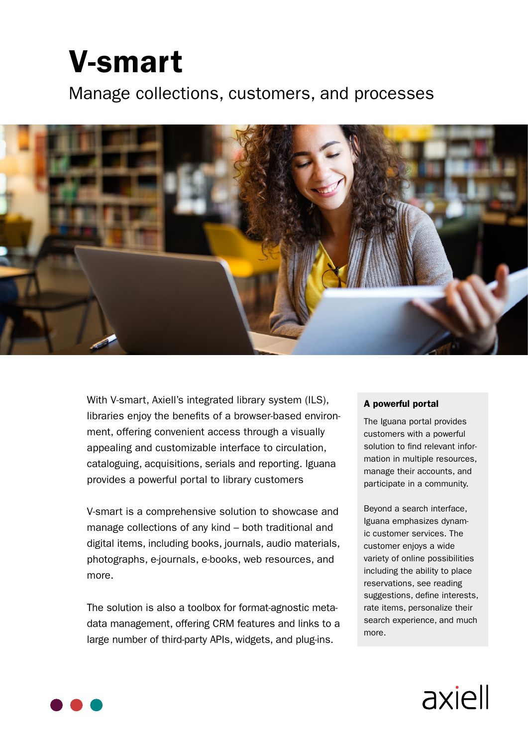# V-smart

Manage collections, customers, and processes

With V-smart, Axiell's integrated library system (ILS), libraries enjoy the benefits of a browser-based environment, offering convenient access through a visually appealing and customizable interface to circulation, cataloguing, acquisitions, serials and reporting. Iguana provides a powerful portal to library customers

V-smart is a comprehensive solution to showcase and manage collections of any kind – both traditional and digital items, including books, journals, audio materials, photographs, e-journals, e-books, web resources, and more.

The solution is also a toolbox for format-agnostic metadata management, offering CRM features and links to a large number of third-party APIs, widgets, and plug-ins.

**A powerful portal**

The Iguana portal provides customers with a powerful solution to find relevant information in multiple resources, manage their accounts, and participate in a community.

Beyond a search interface, Iguana emphasizes dynamic customer services. The customer enjoys a wide variety of online possibilities including the ability to place reservations, see reading suggestions, define interests, rate items, personalize their search experience, and much more.

axiell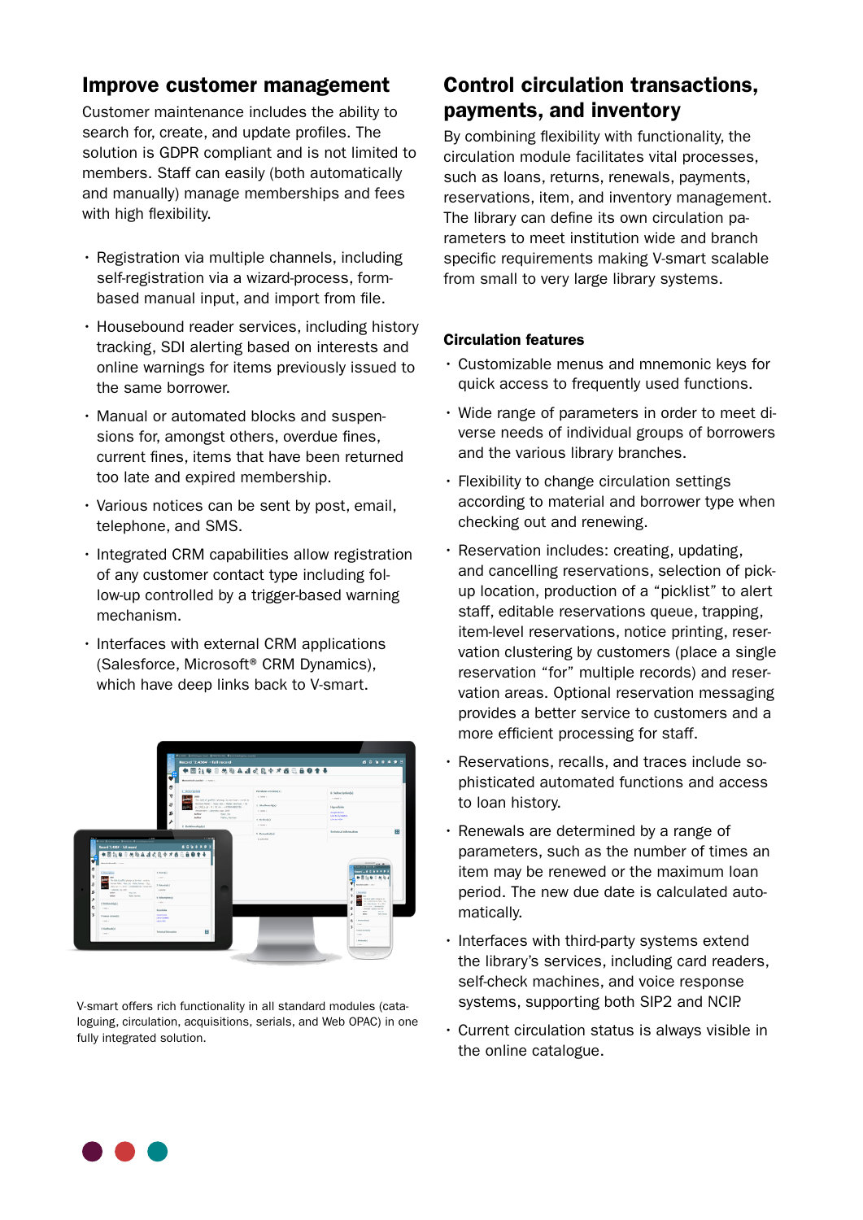## Improve customer management

Customer maintenance includes the ability to search for, create, and update profiles. The solution is GDPR compliant and is not limited to members. Staff can easily (both automatically and manually) manage memberships and fees with high flexibility.

- Registration via multiple channels, including self-registration via a wizard-process, form-based manual input, and import from file.
- Housebound reader services, including history tracking, SDI alerting based on interests and online warnings for items previously issued to the same borrower.
- Manual or automated blocks and suspensions for, amongst others, overdue fines, current fines, items that have been returned too late and expired membership.
- Various notices can be sent by post, email, telephone, and SMS.
- Integrated CRM capabilities allow registration of any customer contact type including follow-up controlled by a trigger-based warning mechanism.
- Interfaces with external CRM applications (Salesforce, Microsoft® CRM Dynamics), which have deep links back to V-smart.

V-smart offers rich functionality in all standard modules (cataloguing, circulation, acquisitions, serials, and Web OPAC) in one fully integrated solution.

## Control circulation transactions, payments, and inventory

By combining flexibility with functionality, the circulation module facilitates vital processes, such as loans, returns, renewals, payments, reservations, item, and inventory management. The library can define its own circulation parameters to meet institution wide and branch specific requirements making V-smart scalable from small to very large library systems.

### Circulation features

- Customizable menus and mnemonic keys for quick access to frequently used functions.
- Wide range of parameters in order to meet diverse needs of individual groups of borrowers and the various library branches.
- Flexibility to change circulation settings according to material and borrower type when checking out and renewing.
- Reservation includes: creating, updating, and cancelling reservations, selection of pick-up location, production of a “picklist” to alert staff, editable reservations queue, trapping, item-level reservations, notice printing, reservation clustering by customers (place a single reservation “for” multiple records) and reservation areas. Optional reservation messaging provides a better service to customers and a more efficient processing for staff.
- Reservations, recalls, and traces include sophisticated automated functions and access to loan history.
- Renewals are determined by a range of parameters, such as the number of times an item may be renewed or the maximum loan period. The new due date is calculated automatically.
- Interfaces with third-party systems extend the library’s services, including card readers, self-check machines, and voice response systems, supporting both SIP2 and NCIP.
- Current circulation status is always visible in the online catalogue.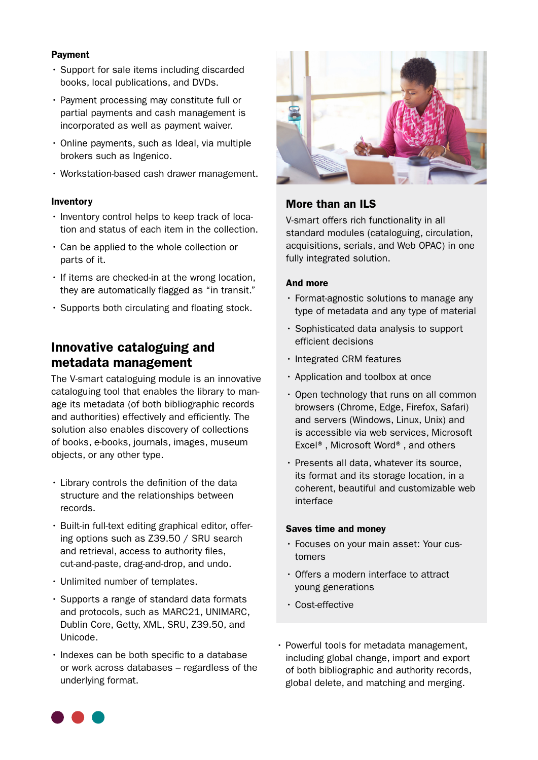**Payment**

- Support for sale items including discarded books, local publications, and DVDs.
- Payment processing may constitute full or partial payments and cash management is incorporated as well as payment waiver.
- Online payments, such as Ideal, via multiple brokers such as Ingenico.
- Workstation-based cash drawer management.

**Inventory**

- Inventory control helps to keep track of location and status of each item in the collection.
- Can be applied to the whole collection or parts of it.
- If items are checked-in at the wrong location, they are automatically flagged as "in transit."
- Supports both circulating and floating stock.

## Innovative cataloguing and metadata management

The V-smart cataloguing module is an innovative cataloguing tool that enables the library to manage its metadata (of both bibliographic records and authorities) effectively and efficiently. The solution also enables discovery of collections of books, e-books, journals, images, museum objects, or any other type.

- Library controls the definition of the data structure and the relationships between records.
- Built-in full-text editing graphical editor, offering options such as Z39.50 / SRU search and retrieval, access to authority files, cut-and-paste, drag-and-drop, and undo.
- Unlimited number of templates.
- Supports a range of standard data formats and protocols, such as MARC21, UNIMARC, Dublin Core, Getty, XML, SRU, Z39.50, and Unicode.
- Indexes can be both specific to a database or work across databases – regardless of the underlying format.
- Powerful tools for metadata management, including global change, import and export of both bibliographic and authority records, global delete, and matching and merging.

## More than an ILS

V-smart offers rich functionality in all standard modules (cataloguing, circulation, acquisitions, serials, and Web OPAC) in one fully integrated solution.

**And more**

- Format-agnostic solutions to manage any type of metadata and any type of material
- Sophisticated data analysis to support efficient decisions
- Integrated CRM features
- Application and toolbox at once
- Open technology that runs on all common browsers (Chrome, Edge, Firefox, Safari) and servers (Windows, Linux, Unix) and is accessible via web services, Microsoft Excel®, Microsoft Word®, and others
- Presents all data, whatever its source, its format and its storage location, in a coherent, beautiful and customizable web interface

**Saves time and money**

- Focuses on your main asset: Your customers
- Offers a modern interface to attract young generations
- Cost-effective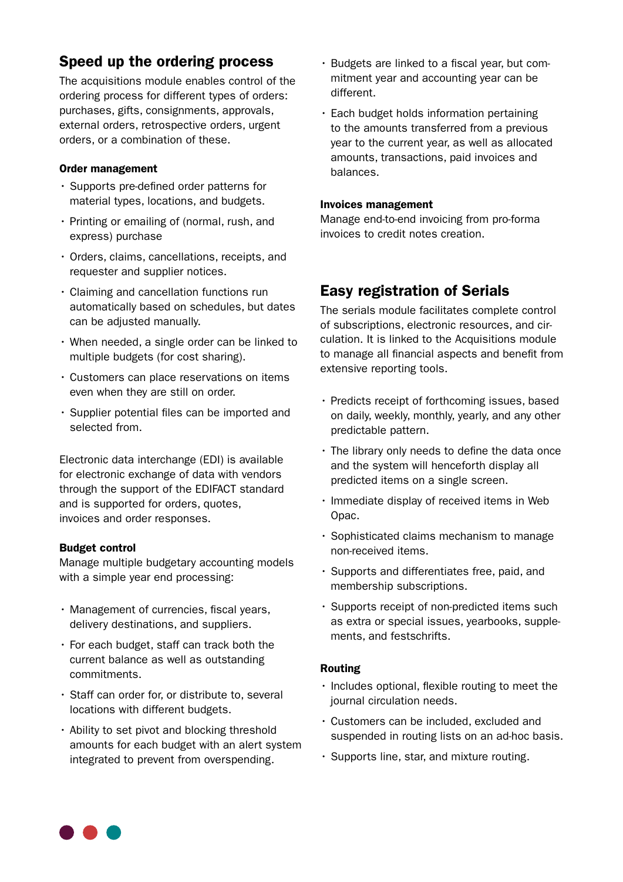## Speed up the ordering process

The acquisitions module enables control of the ordering process for different types of orders: purchases, gifts, consignments, approvals, external orders, retrospective orders, urgent orders, or a combination of these.

### Order management

- Supports pre-defined order patterns for material types, locations, and budgets.
- Printing or emailing of (normal, rush, and express) purchase
- Orders, claims, cancellations, receipts, and requester and supplier notices.
- Claiming and cancellation functions run automatically based on schedules, but dates can be adjusted manually.
- When needed, a single order can be linked to multiple budgets (for cost sharing).
- Customers can place reservations on items even when they are still on order.
- Supplier potential files can be imported and selected from.

Electronic data interchange (EDI) is available for electronic exchange of data with vendors through the support of the EDIFACT standard and is supported for orders, quotes, invoices and order responses.

### Budget control

Manage multiple budgetary accounting models with a simple year end processing:

- Management of currencies, fiscal years, delivery destinations, and suppliers.
- For each budget, staff can track both the current balance as well as outstanding commitments.
- Staff can order for, or distribute to, several locations with different budgets.
- Ability to set pivot and blocking threshold amounts for each budget with an alert system integrated to prevent from overspending.
- Budgets are linked to a fiscal year, but commitment year and accounting year can be different.
- Each budget holds information pertaining to the amounts transferred from a previous year to the current year, as well as allocated amounts, transactions, paid invoices and balances.

### Invoices management

Manage end-to-end invoicing from pro-forma invoices to credit notes creation.

## Easy registration of Serials

The serials module facilitates complete control of subscriptions, electronic resources, and circulation. It is linked to the Acquisitions module to manage all financial aspects and benefit from extensive reporting tools.

- Predicts receipt of forthcoming issues, based on daily, weekly, monthly, yearly, and any other predictable pattern.
- The library only needs to define the data once and the system will henceforth display all predicted items on a single screen.
- Immediate display of received items in Web Opac.
- Sophisticated claims mechanism to manage non-received items.
- Supports and differentiates free, paid, and membership subscriptions.
- Supports receipt of non-predicted items such as extra or special issues, yearbooks, supplements, and festschrifts.

### Routing

- Includes optional, flexible routing to meet the journal circulation needs.
- Customers can be included, excluded and suspended in routing lists on an ad-hoc basis.
- Supports line, star, and mixture routing.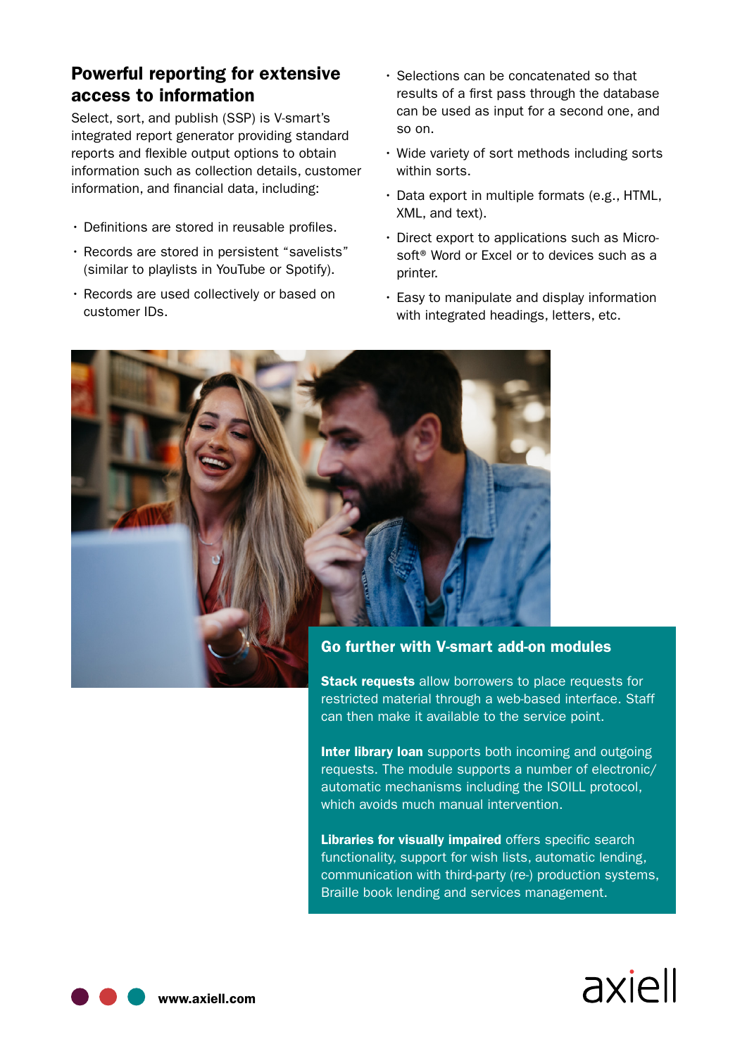## Powerful reporting for extensive access to information

Select, sort, and publish (SSP) is V-smart's integrated report generator providing standard reports and flexible output options to obtain information such as collection details, customer information, and financial data, including:

- Definitions are stored in reusable profiles.
- Records are stored in persistent "savelists" (similar to playlists in YouTube or Spotify).
- Records are used collectively or based on customer IDs.
- Selections can be concatenated so that results of a first pass through the database can be used as input for a second one, and so on.
- Wide variety of sort methods including sorts within sorts.
- Data export in multiple formats (e.g., HTML, XML, and text).
- Direct export to applications such as Microsoft® Word or Excel or to devices such as a printer.
- Easy to manipulate and display information with integrated headings, letters, etc.

### Go further with V-smart add-on modules

**Stack requests** allow borrowers to place requests for restricted material through a web-based interface. Staff can then make it available to the service point.

**Inter library loan** supports both incoming and outgoing requests. The module supports a number of electronic/automatic mechanisms including the ISOILL protocol, which avoids much manual intervention.

**Libraries for visually impaired** offers specific search functionality, support for wish lists, automatic lending, communication with third-party (re-) production systems, Braille book lending and services management.

www.axiell.com

axiell